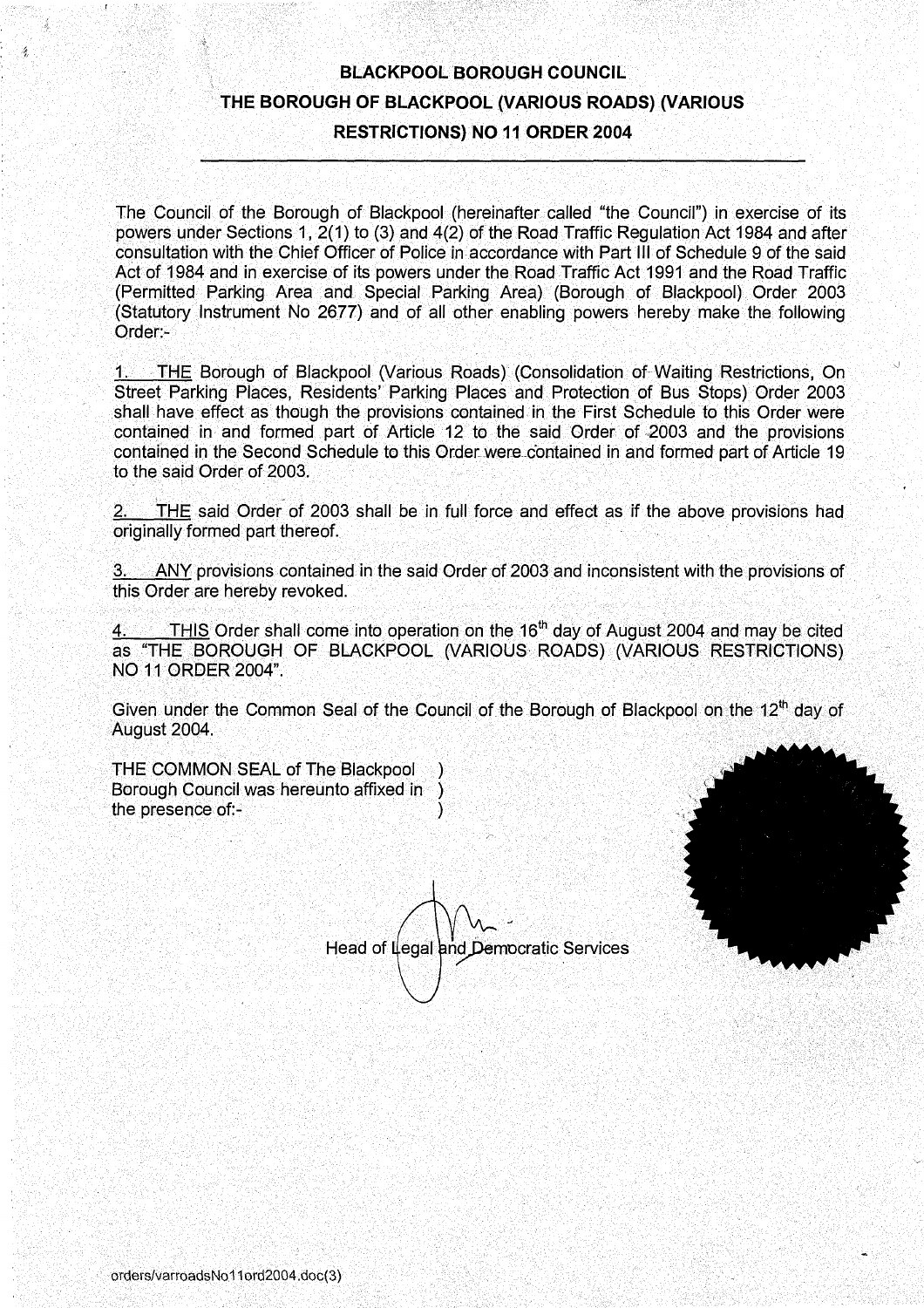# BLACKPOOL BOROUGH COUNCIL

## THE BOROUGH OF BLACKPOOL (VARIOUS ROADS) (VARIOUS RESTRICTIONS) NO 11 ORDER 2004

The Council of the Borough of Blackpool (hereinafter called "the Council") in exercise of its powers under Sections 1, 2(1) to (3) and 4(2) of the Road Traffic Regulation Act 1984 and after consultation with the Chief Officer of Police in accordance with Part III of Schedule 9 of the said Act of 1984 and in exercise of its powers under the Road Traffic Act 1991 and the Road Traffic (Permitted Parking Area and Special Parking Area) (Borough of Blackpool) Order 2003 (Statutory Instrument No 2677) and of all other enabling powers hereby make the following Order:-

1. THE Borough of Blackpool (Various Roads) (Consolidation of Waiting Restrictions, On Street Parking Places, Residents' Parking Places and Protection of Bus Stops) Order 2003 shall have effect as though the provisions contained in the First Schedule to this Order were contained in and formed part of Article 12 to the said Order of 2003 and the provisions contained in the Second Schedule to this Order were contained in and formed part of Article 19 to the said Order of 2003.

2. THE said Order of 2003 shall be in full force and effect as if the above provisions had originally formed part thereof.

3. ANY provisions contained in the said Order of 2003 and inconsistent with the provisions of this Order are hereby revoked.

4. THIS Order shall come into operation on the 16th day of August 2004 and may be cited as "THE BOROUGH OF BLACKPOOL (VARIOUS ROADS) (VARIOUS RESTRICTIONS) NO 11 ORDER 2004".

Given under the Common Seal of the Council of the Borough of Blackpool on the 12th day of August 2004.

THE COMMON SEAL of The Blackpool Borough Council was hereunto affixed in the presence of:-

Head of Legal and Democratic Services

orders/varroadsNo11ord2004.doc(3)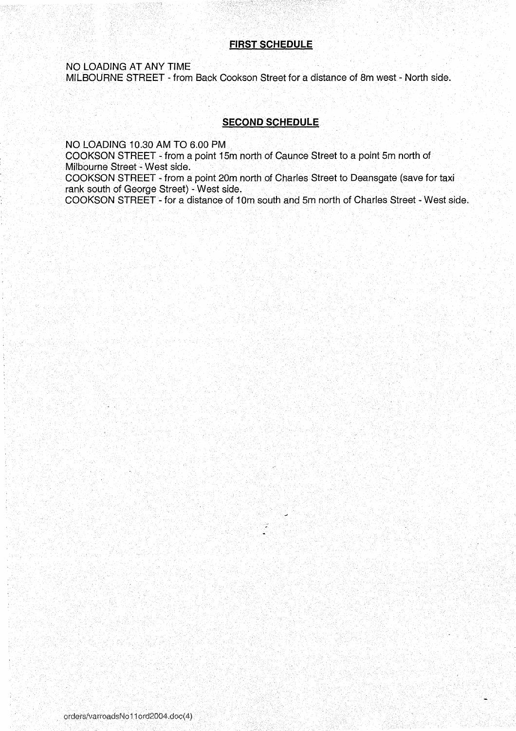## FIRST SCHEDULE

NO LOADING AT ANY TIME
MILBOURNE STREET - from Back Cookson Street for a distance of 8m west - North side.

## SECOND SCHEDULE

NO LOADING 10.30 AM TO 6.00 PM
COOKSON STREET - from a point 15m north of Caunce Street to a point 5m north of Milbourne Street - West side.
COOKSON STREET - from a point 20m north of Charles Street to Deansgate (save for taxi rank south of George Street) - West side.
COOKSON STREET - for a distance of 10m south and 5m north of Charles Street - West side.

orders/varroadsNo11ord2004.doc(4)